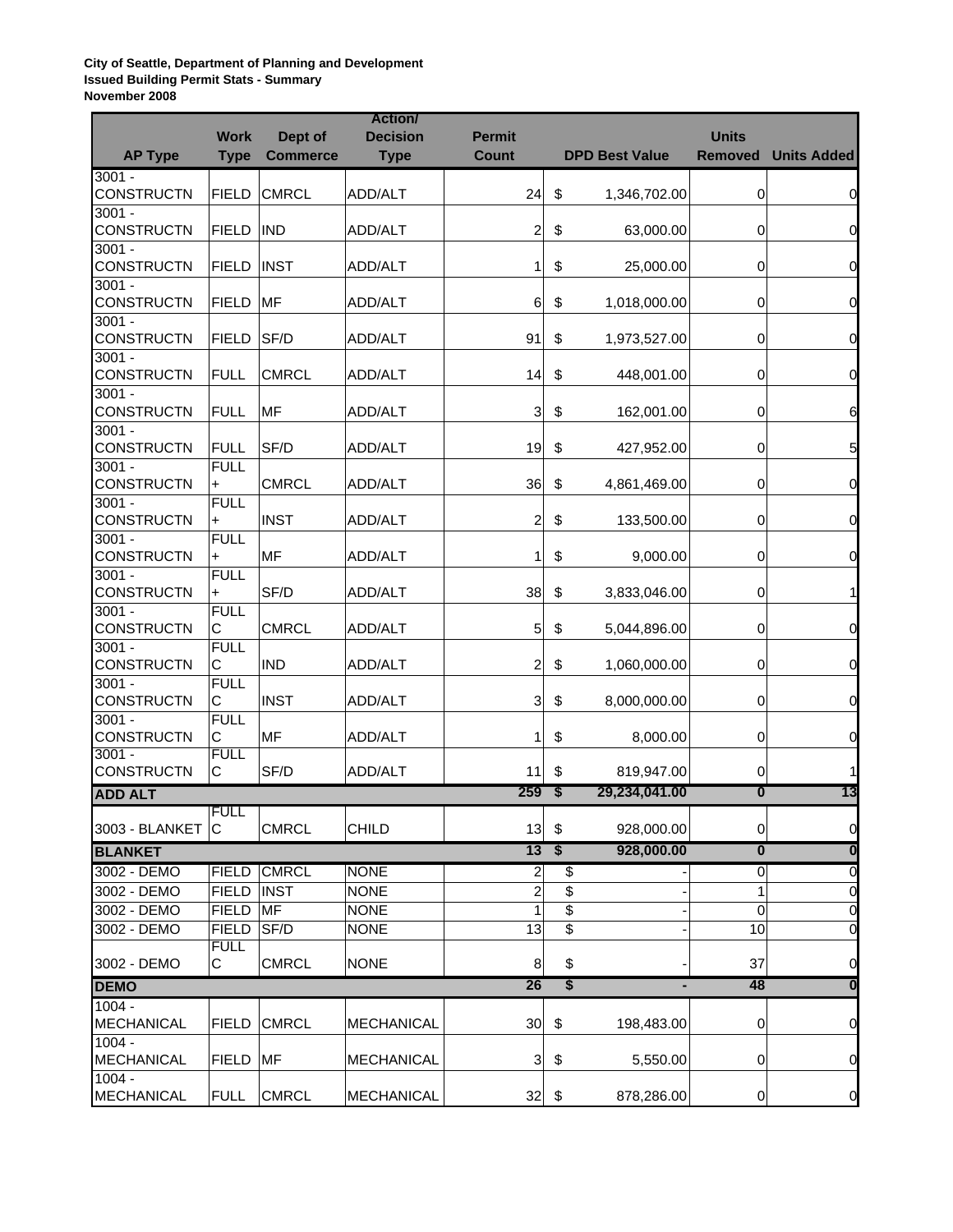**City of Seattle, Department of Planning and Development**
**Issued Building Permit Stats - Summary**
**November 2008**

| AP Type | Work Type | Dept of Commerce | Action/ Decision Type | Permit Count | DPD Best Value | Units Removed | Units Added |
|---|---|---|---|---|---|---|---|
| 3001 - CONSTRUCTN | FIELD | CMRCL | ADD/ALT | 24 | $ 1,346,702.00 | 0 | 0 |
| 3001 - CONSTRUCTN | FIELD | IND | ADD/ALT | 2 | $ 63,000.00 | 0 | 0 |
| 3001 - CONSTRUCTN | FIELD | INST | ADD/ALT | 1 | $ 25,000.00 | 0 | 0 |
| 3001 - CONSTRUCTN | FIELD | MF | ADD/ALT | 6 | $ 1,018,000.00 | 0 | 0 |
| 3001 - CONSTRUCTN | FIELD | SF/D | ADD/ALT | 91 | $ 1,973,527.00 | 0 | 0 |
| 3001 - CONSTRUCTN | FULL | CMRCL | ADD/ALT | 14 | $ 448,001.00 | 0 | 0 |
| 3001 - CONSTRUCTN | FULL | MF | ADD/ALT | 3 | $ 162,001.00 | 0 | 6 |
| 3001 - CONSTRUCTN | FULL | SF/D | ADD/ALT | 19 | $ 427,952.00 | 0 | 5 |
| 3001 - CONSTRUCTN | FULL + | CMRCL | ADD/ALT | 36 | $ 4,861,469.00 | 0 | 0 |
| 3001 - CONSTRUCTN | FULL + | INST | ADD/ALT | 2 | $ 133,500.00 | 0 | 0 |
| 3001 - CONSTRUCTN | FULL + | MF | ADD/ALT | 1 | $ 9,000.00 | 0 | 0 |
| 3001 - CONSTRUCTN | FULL + | SF/D | ADD/ALT | 38 | $ 3,833,046.00 | 0 | 1 |
| 3001 - CONSTRUCTN | FULL C | CMRCL | ADD/ALT | 5 | $ 5,044,896.00 | 0 | 0 |
| 3001 - CONSTRUCTN | FULL C | IND | ADD/ALT | 2 | $ 1,060,000.00 | 0 | 0 |
| 3001 - CONSTRUCTN | FULL C | INST | ADD/ALT | 3 | $ 8,000,000.00 | 0 | 0 |
| 3001 - CONSTRUCTN | FULL C | MF | ADD/ALT | 1 | $ 8,000.00 | 0 | 0 |
| 3001 - CONSTRUCTN | FULL C | SF/D | ADD/ALT | 11 | $ 819,947.00 | 0 | 1 |
| **ADD ALT** | | | | **259** | **$ 29,234,041.00** | **0** | **13** |
| 3003 - BLANKET | FULL C | CMRCL | CHILD | 13 | $ 928,000.00 | 0 | 0 |
| **BLANKET** | | | | **13** | **$ 928,000.00** | **0** | **0** |
| 3002 - DEMO | FIELD | CMRCL | NONE | 2 | $ - | 0 | 0 |
| 3002 - DEMO | FIELD | INST | NONE | 2 | $ - | 1 | 0 |
| 3002 - DEMO | FIELD | MF | NONE | 1 | $ - | 0 | 0 |
| 3002 - DEMO | FIELD | SF/D | NONE | 13 | $ - | 10 | 0 |
| 3002 - DEMO | FULL C | CMRCL | NONE | 8 | $ - | 37 | 0 |
| **DEMO** | | | | **26** | **$ -** | **48** | **0** |
| 1004 - MECHANICAL | FIELD | CMRCL | MECHANICAL | 30 | $ 198,483.00 | 0 | 0 |
| 1004 - MECHANICAL | FIELD | MF | MECHANICAL | 3 | $ 5,550.00 | 0 | 0 |
| 1004 - MECHANICAL | FULL | CMRCL | MECHANICAL | 32 | $ 878,286.00 | 0 | 0 |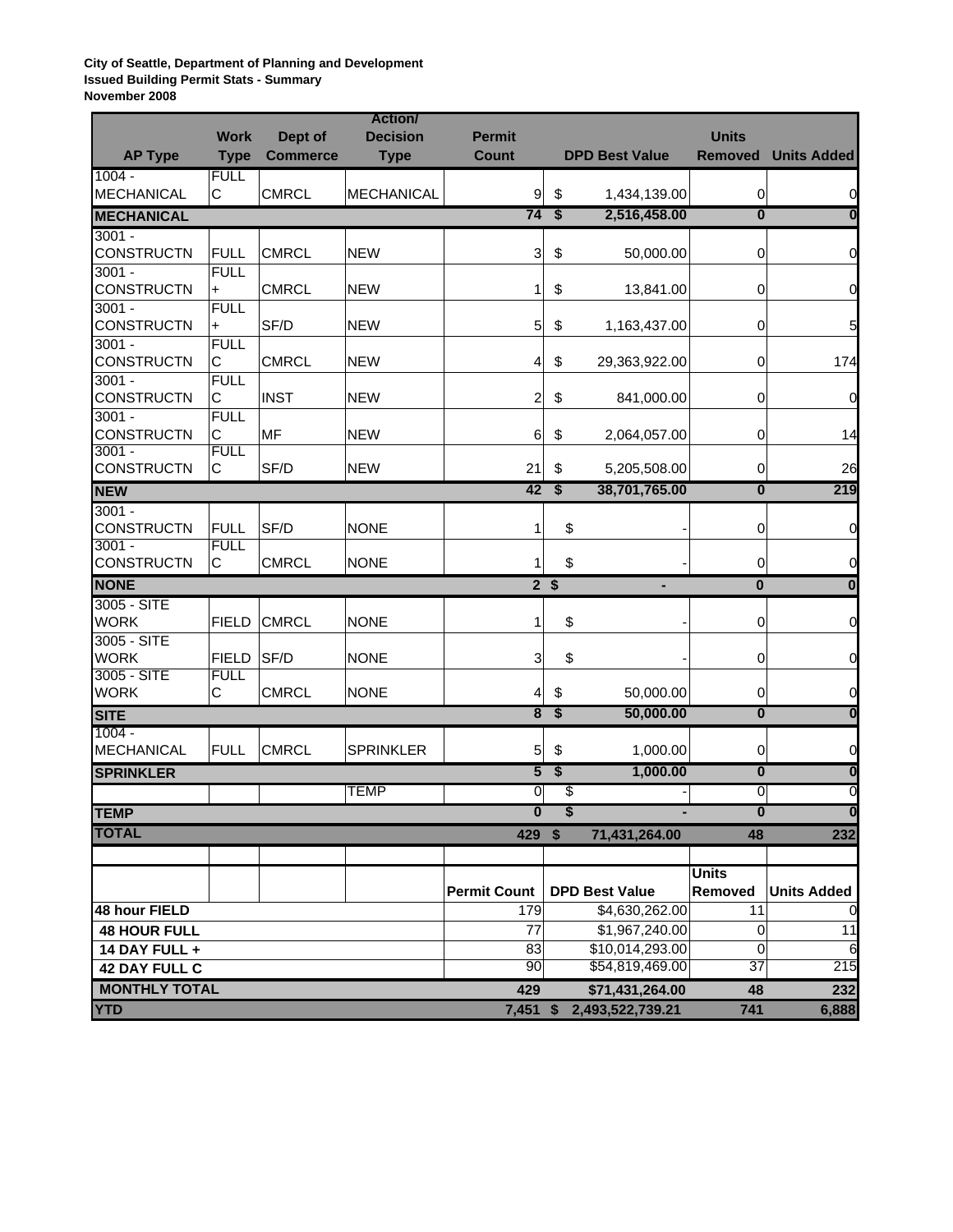**City of Seattle, Department of Planning and Development**
**Issued Building Permit Stats - Summary**
**November 2008**

| AP Type | Work Type | Dept of Commerce | Action/ Decision Type | Permit Count | DPD Best Value | Units Removed | Units Added |
|---|---|---|---|---|---|---|---|
| 1004 - MECHANICAL | FULL C | CMRCL | MECHANICAL | 9 | $ 1,434,139.00 | 0 | 0 |
| **MECHANICAL** | | | | **74** | **$ 2,516,458.00** | **0** | **0** |
| 3001 - CONSTRUCTN | FULL | CMRCL | NEW | 3 | $ 50,000.00 | 0 | 0 |
| 3001 - CONSTRUCTN | FULL + | CMRCL | NEW | 1 | $ 13,841.00 | 0 | 0 |
| 3001 - CONSTRUCTN | FULL + | SF/D | NEW | 5 | $ 1,163,437.00 | 0 | 5 |
| 3001 - CONSTRUCTN | FULL C | CMRCL | NEW | 4 | $ 29,363,922.00 | 0 | 174 |
| 3001 - CONSTRUCTN | FULL C | INST | NEW | 2 | $ 841,000.00 | 0 | 0 |
| 3001 - CONSTRUCTN | FULL C | MF | NEW | 6 | $ 2,064,057.00 | 0 | 14 |
| 3001 - CONSTRUCTN | FULL C | SF/D | NEW | 21 | $ 5,205,508.00 | 0 | 26 |
| **NEW** | | | | **42** | **$ 38,701,765.00** | **0** | **219** |
| 3001 - CONSTRUCTN | FULL | SF/D | NONE | 1 | $ - | 0 | 0 |
| 3001 - CONSTRUCTN | FULL C | CMRCL | NONE | 1 | $ - | 0 | 0 |
| **NONE** | | | | **2** | **$ -** | **0** | **0** |
| 3005 - SITE WORK | FIELD | CMRCL | NONE | 1 | $ - | 0 | 0 |
| 3005 - SITE WORK | FIELD | SF/D | NONE | 3 | $ - | 0 | 0 |
| 3005 - SITE WORK | FULL C | CMRCL | NONE | 4 | $ 50,000.00 | 0 | 0 |
| **SITE** | | | | **8** | **$ 50,000.00** | **0** | **0** |
| 1004 - MECHANICAL | FULL | CMRCL | SPRINKLER | 5 | $ 1,000.00 | 0 | 0 |
| **SPRINKLER** | | | | **5** | **$ 1,000.00** | **0** | **0** |
| | | | TEMP | 0 | $ - | 0 | 0 |
| **TEMP** | | | | **0** | **$ -** | **0** | **0** |
| **TOTAL** | | | | **429** | **$ 71,431,264.00** | **48** | **232** |

| | Permit Count | DPD Best Value | Units Removed | Units Added |
|---|---|---|---|---|
| **48 hour FIELD** | 179 | $4,630,262.00 | 11 | 0 |
| **48 HOUR FULL** | 77 | $1,967,240.00 | 0 | 11 |
| **14 DAY FULL +** | 83 | $10,014,293.00 | 0 | 6 |
| **42 DAY FULL C** | 90 | $54,819,469.00 | 37 | 215 |
| **MONTHLY TOTAL** | **429** | **$71,431,264.00** | **48** | **232** |
| **YTD** | **7,451** | **$ 2,493,522,739.21** | **741** | **6,888** |